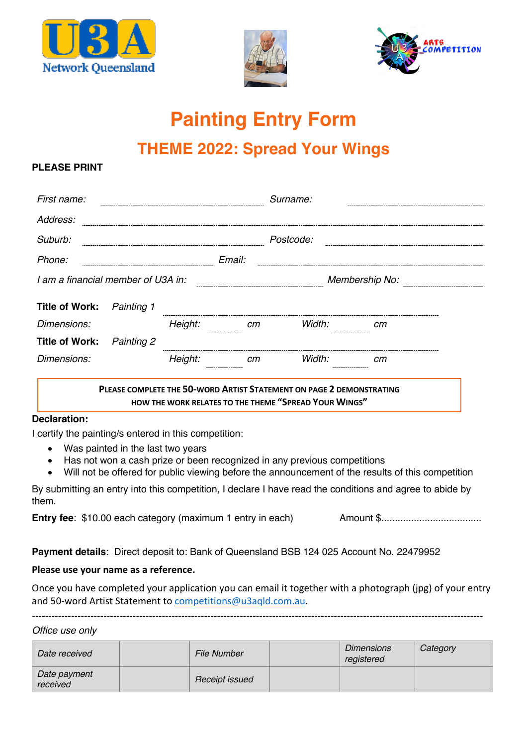# Painting Entry Form

## THEME 2022: Spread Your Wings

**PLEASE PRINT**

*First name:* ........................................ *Surname:* ........................................

*Address:* ..............................................................................................

*Suburb:* ........................................ *Postcode:* ........................................

*Phone:* .............................. *Email:* ..............................................

*I am a financial member of U3A in:* .............................. *Membership No:* ....................

**Title of Work:** *Painting 1* ..............................................................

*Dimensions:* *Height:* .......... *cm* *Width:* .......... *cm*

**Title of Work:** *Painting 2* ..............................................................

*Dimensions:* *Height:* .......... *cm* *Width:* .......... *cm*

**PLEASE COMPLETE THE 50-WORD ARTIST STATEMENT ON PAGE 2 DEMONSTRATING HOW THE WORK RELATES TO THE THEME "SPREAD YOUR WINGS"**

**Declaration:**

I certify the painting/s entered in this competition:

- Was painted in the last two years
- Has not won a cash prize or been recognized in any previous competitions
- Will not be offered for public viewing before the announcement of the results of this competition

By submitting an entry into this competition, I declare I have read the conditions and agree to abide by them.

**Entry fee**: $10.00 each category (maximum 1 entry in each) Amount $....................................

**Payment details**: Direct deposit to: Bank of Queensland BSB 124 025 Account No. 22479952

**Please use your name as a reference.**

Once you have completed your application you can email it together with a photograph (jpg) of your entry and 50-word Artist Statement to competitions@u3aqld.com.au.

---

*Office use only*

| *Date received* | | *File Number* | | *Dimensions registered* | *Category* |
|---|---|---|---|---|---|
| *Date payment received* | | *Receipt issued* | | | |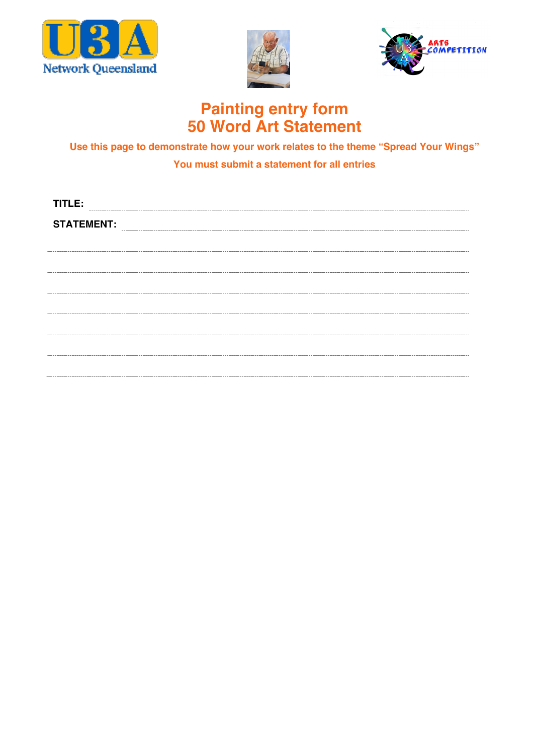# Painting entry form
# 50 Word Art Statement

**Use this page to demonstrate how your work relates to the theme "Spread Your Wings"**

**You must submit a statement for all entries**

**TITLE:** ..............................................................................................................................................

**STATEMENT:** ......................................................................................................................................

..........................................................................................................................................................

..........................................................................................................................................................

..........................................................................................................................................................

..........................................................................................................................................................

..........................................................................................................................................................

..........................................................................................................................................................

..........................................................................................................................................................